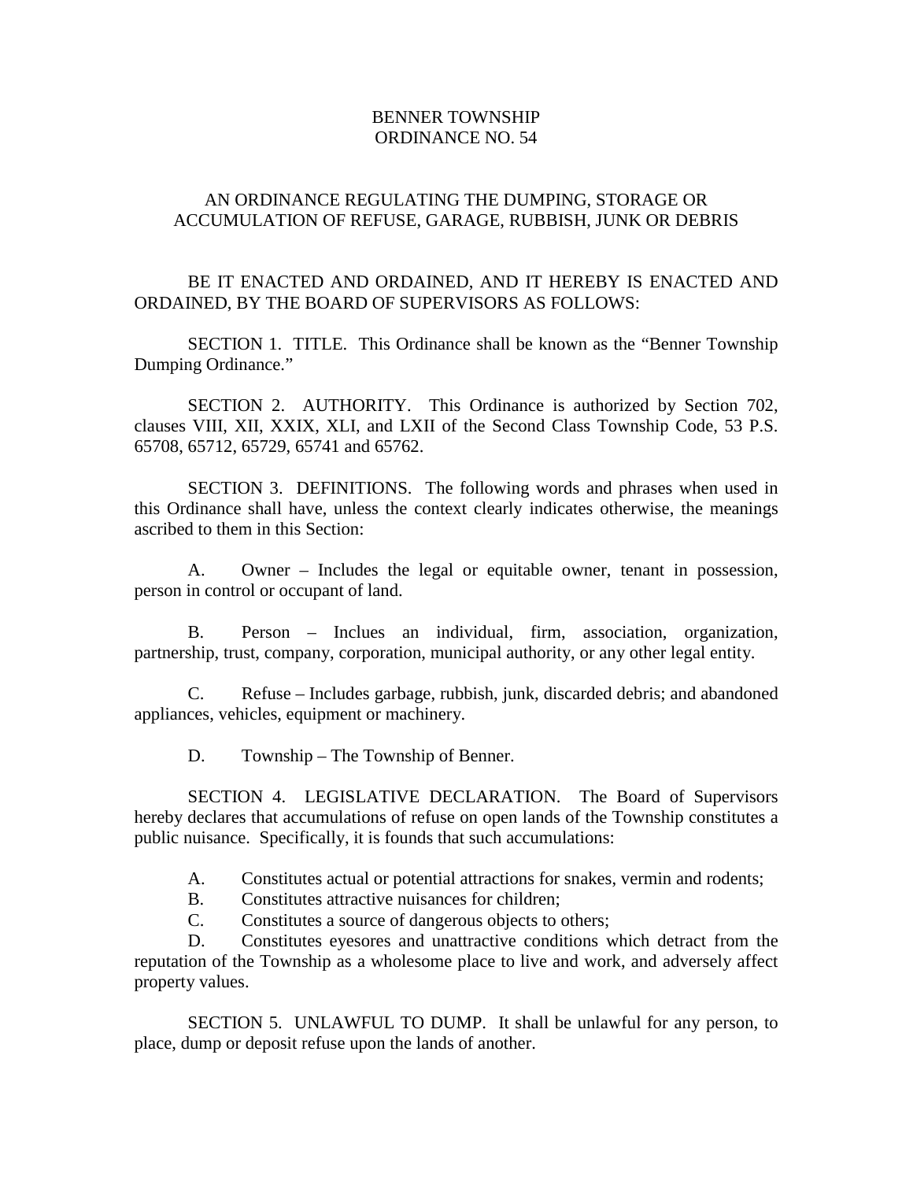# BENNER TOWNSHIP
# ORDINANCE NO. 54

## AN ORDINANCE REGULATING THE DUMPING, STORAGE OR ACCUMULATION OF REFUSE, GARAGE, RUBBISH, JUNK OR DEBRIS

BE IT ENACTED AND ORDAINED, AND IT HEREBY IS ENACTED AND ORDAINED, BY THE BOARD OF SUPERVISORS AS FOLLOWS:

SECTION 1. TITLE. This Ordinance shall be known as the "Benner Township Dumping Ordinance."

SECTION 2. AUTHORITY. This Ordinance is authorized by Section 702, clauses VIII, XII, XXIX, XLI, and LXII of the Second Class Township Code, 53 P.S. 65708, 65712, 65729, 65741 and 65762.

SECTION 3. DEFINITIONS. The following words and phrases when used in this Ordinance shall have, unless the context clearly indicates otherwise, the meanings ascribed to them in this Section:

A. Owner – Includes the legal or equitable owner, tenant in possession, person in control or occupant of land.

B. Person – Inclues an individual, firm, association, organization, partnership, trust, company, corporation, municipal authority, or any other legal entity.

C. Refuse – Includes garbage, rubbish, junk, discarded debris; and abandoned appliances, vehicles, equipment or machinery.

D. Township – The Township of Benner.

SECTION 4. LEGISLATIVE DECLARATION. The Board of Supervisors hereby declares that accumulations of refuse on open lands of the Township constitutes a public nuisance. Specifically, it is founds that such accumulations:

A. Constitutes actual or potential attractions for snakes, vermin and rodents;
B. Constitutes attractive nuisances for children;
C. Constitutes a source of dangerous objects to others;
D. Constitutes eyesores and unattractive conditions which detract from the reputation of the Township as a wholesome place to live and work, and adversely affect property values.

SECTION 5. UNLAWFUL TO DUMP. It shall be unlawful for any person, to place, dump or deposit refuse upon the lands of another.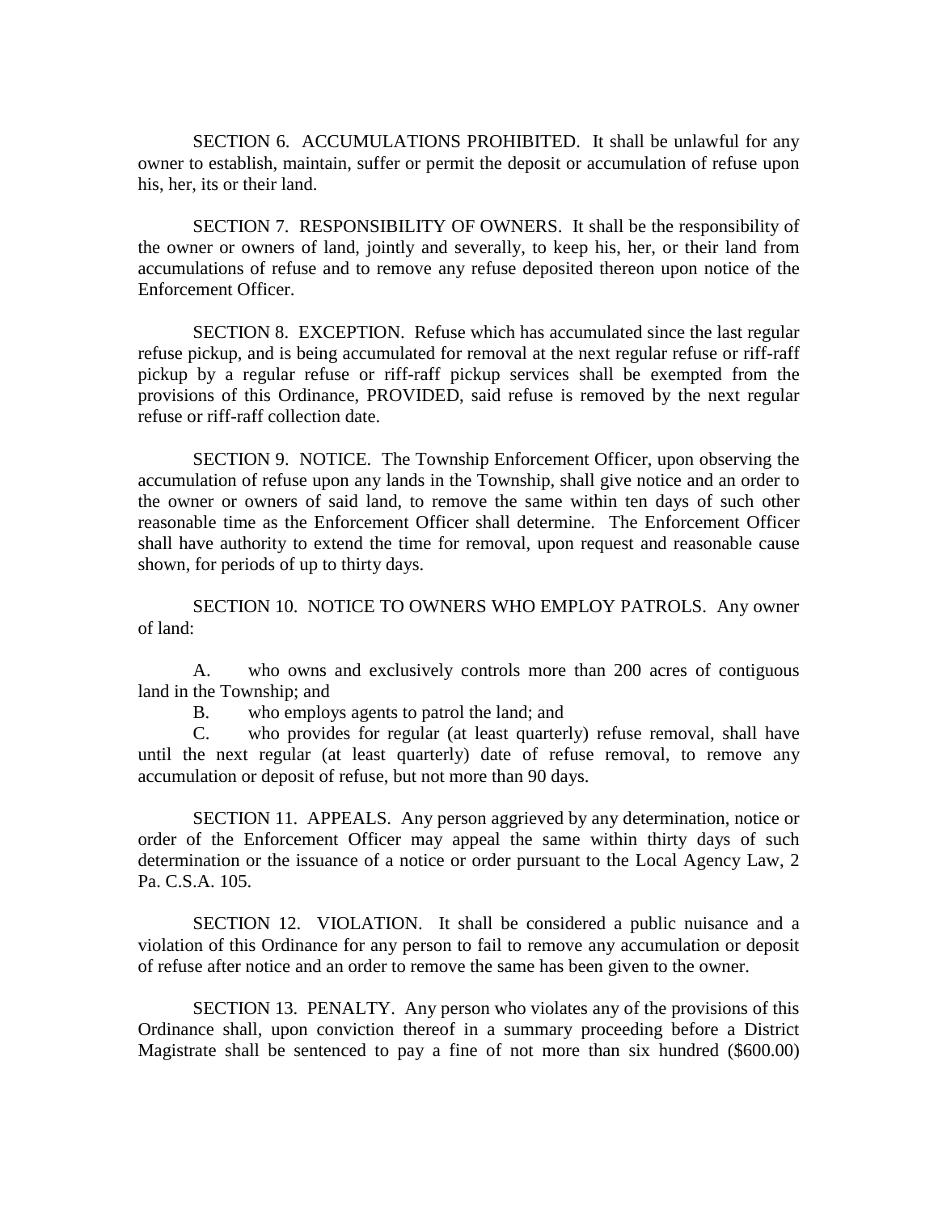SECTION 6. ACCUMULATIONS PROHIBITED. It shall be unlawful for any owner to establish, maintain, suffer or permit the deposit or accumulation of refuse upon his, her, its or their land.

SECTION 7. RESPONSIBILITY OF OWNERS. It shall be the responsibility of the owner or owners of land, jointly and severally, to keep his, her, or their land from accumulations of refuse and to remove any refuse deposited thereon upon notice of the Enforcement Officer.

SECTION 8. EXCEPTION. Refuse which has accumulated since the last regular refuse pickup, and is being accumulated for removal at the next regular refuse or riff-raff pickup by a regular refuse or riff-raff pickup services shall be exempted from the provisions of this Ordinance, PROVIDED, said refuse is removed by the next regular refuse or riff-raff collection date.

SECTION 9. NOTICE. The Township Enforcement Officer, upon observing the accumulation of refuse upon any lands in the Township, shall give notice and an order to the owner or owners of said land, to remove the same within ten days of such other reasonable time as the Enforcement Officer shall determine. The Enforcement Officer shall have authority to extend the time for removal, upon request and reasonable cause shown, for periods of up to thirty days.

SECTION 10. NOTICE TO OWNERS WHO EMPLOY PATROLS. Any owner of land:

A. who owns and exclusively controls more than 200 acres of contiguous land in the Township; and

B. who employs agents to patrol the land; and

C. who provides for regular (at least quarterly) refuse removal, shall have until the next regular (at least quarterly) date of refuse removal, to remove any accumulation or deposit of refuse, but not more than 90 days.

SECTION 11. APPEALS. Any person aggrieved by any determination, notice or order of the Enforcement Officer may appeal the same within thirty days of such determination or the issuance of a notice or order pursuant to the Local Agency Law, 2 Pa. C.S.A. 105.

SECTION 12. VIOLATION. It shall be considered a public nuisance and a violation of this Ordinance for any person to fail to remove any accumulation or deposit of refuse after notice and an order to remove the same has been given to the owner.

SECTION 13. PENALTY. Any person who violates any of the provisions of this Ordinance shall, upon conviction thereof in a summary proceeding before a District Magistrate shall be sentenced to pay a fine of not more than six hundred ($600.00)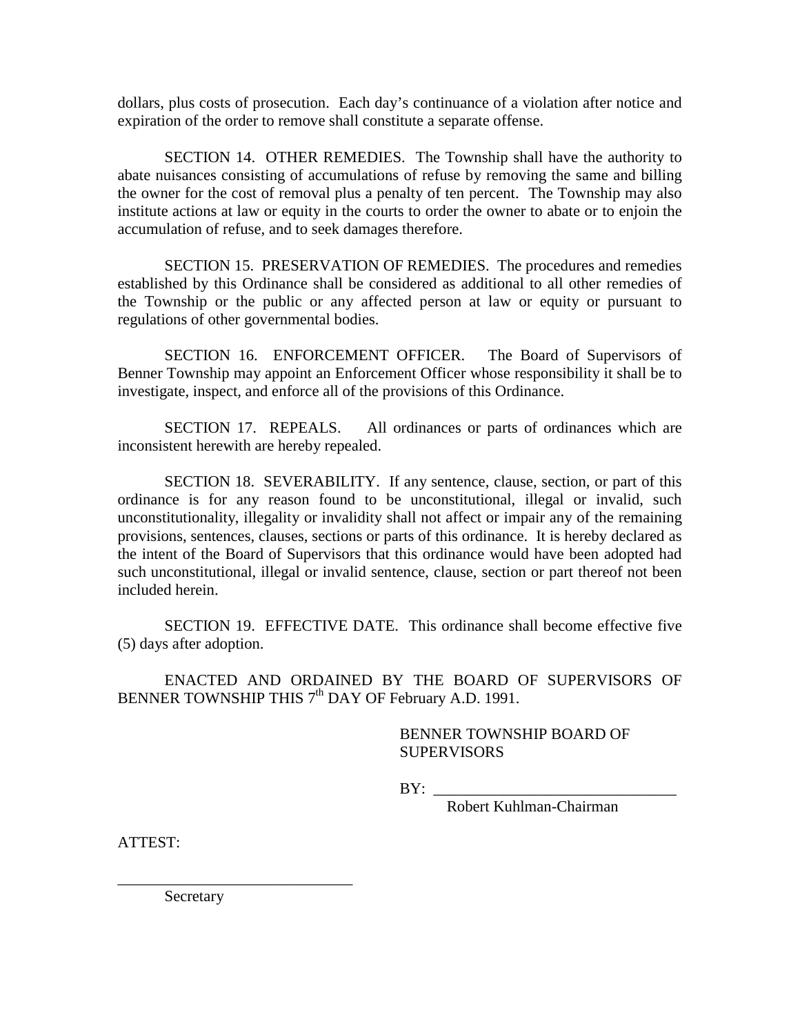dollars, plus costs of prosecution. Each day's continuance of a violation after notice and expiration of the order to remove shall constitute a separate offense.

SECTION 14. OTHER REMEDIES. The Township shall have the authority to abate nuisances consisting of accumulations of refuse by removing the same and billing the owner for the cost of removal plus a penalty of ten percent. The Township may also institute actions at law or equity in the courts to order the owner to abate or to enjoin the accumulation of refuse, and to seek damages therefore.

SECTION 15. PRESERVATION OF REMEDIES. The procedures and remedies established by this Ordinance shall be considered as additional to all other remedies of the Township or the public or any affected person at law or equity or pursuant to regulations of other governmental bodies.

SECTION 16. ENFORCEMENT OFFICER. The Board of Supervisors of Benner Township may appoint an Enforcement Officer whose responsibility it shall be to investigate, inspect, and enforce all of the provisions of this Ordinance.

SECTION 17. REPEALS. All ordinances or parts of ordinances which are inconsistent herewith are hereby repealed.

SECTION 18. SEVERABILITY. If any sentence, clause, section, or part of this ordinance is for any reason found to be unconstitutional, illegal or invalid, such unconstitutionality, illegality or invalidity shall not affect or impair any of the remaining provisions, sentences, clauses, sections or parts of this ordinance. It is hereby declared as the intent of the Board of Supervisors that this ordinance would have been adopted had such unconstitutional, illegal or invalid sentence, clause, section or part thereof not been included herein.

SECTION 19. EFFECTIVE DATE. This ordinance shall become effective five (5) days after adoption.

ENACTED AND ORDAINED BY THE BOARD OF SUPERVISORS OF BENNER TOWNSHIP THIS 7th DAY OF February A.D. 1991.

BENNER TOWNSHIP BOARD OF SUPERVISORS

BY: ______________________________

Robert Kuhlman-Chairman

ATTEST:

______________________________

Secretary